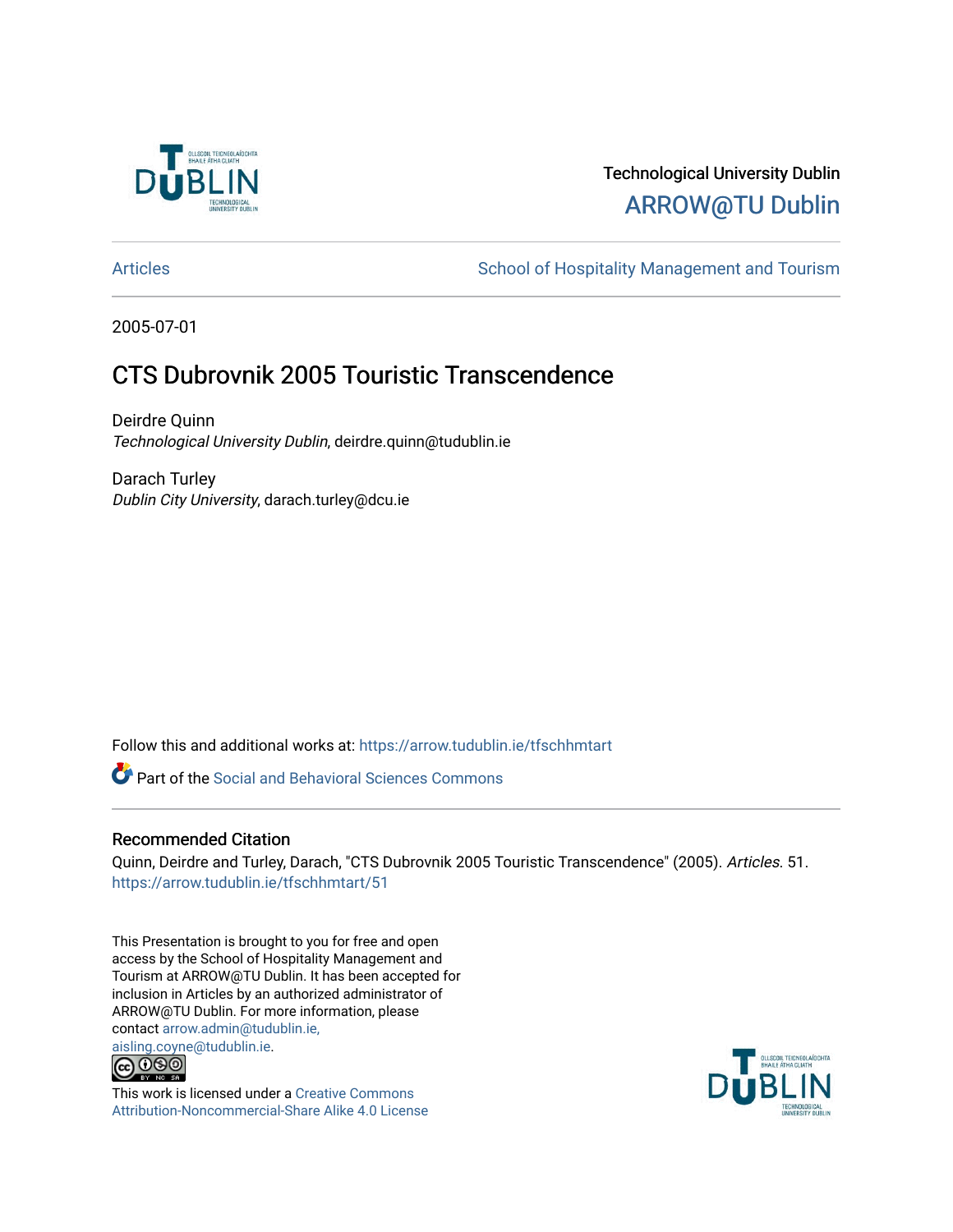Technological University Dublin

ARROW@TU Dublin

Articles | School of Hospitality Management and Tourism

2005-07-01

# CTS Dubrovnik 2005 Touristic Transcendence

Deirdre Quinn
*Technological University Dublin*, deirdre.quinn@tudublin.ie

Darach Turley
*Dublin City University*, darach.turley@dcu.ie

Follow this and additional works at: https://arrow.tudublin.ie/tfschhmtart

Part of the Social and Behavioral Sciences Commons

## Recommended Citation

Quinn, Deirdre and Turley, Darach, "CTS Dubrovnik 2005 Touristic Transcendence" (2005). *Articles*. 51.
https://arrow.tudublin.ie/tfschhmtart/51

This Presentation is brought to you for free and open access by the School of Hospitality Management and Tourism at ARROW@TU Dublin. It has been accepted for inclusion in Articles by an authorized administrator of ARROW@TU Dublin. For more information, please contact arrow.admin@tudublin.ie, aisling.coyne@tudublin.ie.

This work is licensed under a Creative Commons Attribution-Noncommercial-Share Alike 4.0 License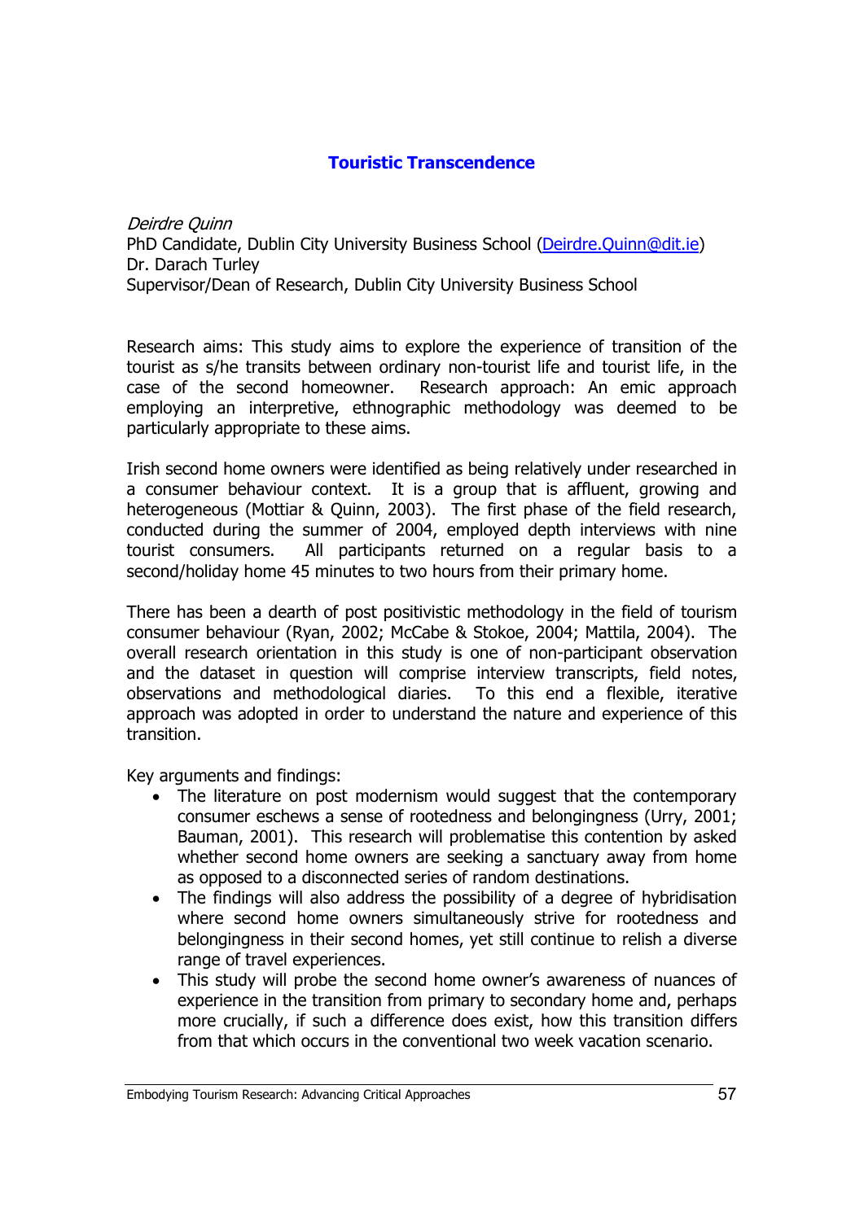# Touristic Transcendence

*Deirdre Quinn*
PhD Candidate, Dublin City University Business School (Deirdre.Quinn@dit.ie)
Dr. Darach Turley
Supervisor/Dean of Research, Dublin City University Business School

Research aims: This study aims to explore the experience of transition of the tourist as s/he transits between ordinary non-tourist life and tourist life, in the case of the second homeowner. Research approach: An emic approach employing an interpretive, ethnographic methodology was deemed to be particularly appropriate to these aims.

Irish second home owners were identified as being relatively under researched in a consumer behaviour context. It is a group that is affluent, growing and heterogeneous (Mottiar & Quinn, 2003). The first phase of the field research, conducted during the summer of 2004, employed depth interviews with nine tourist consumers. All participants returned on a regular basis to a second/holiday home 45 minutes to two hours from their primary home.

There has been a dearth of post positivistic methodology in the field of tourism consumer behaviour (Ryan, 2002; McCabe & Stokoe, 2004; Mattila, 2004). The overall research orientation in this study is one of non-participant observation and the dataset in question will comprise interview transcripts, field notes, observations and methodological diaries. To this end a flexible, iterative approach was adopted in order to understand the nature and experience of this transition.

Key arguments and findings:

- The literature on post modernism would suggest that the contemporary consumer eschews a sense of rootedness and belongingness (Urry, 2001; Bauman, 2001). This research will problematise this contention by asked whether second home owners are seeking a sanctuary away from home as opposed to a disconnected series of random destinations.
- The findings will also address the possibility of a degree of hybridisation where second home owners simultaneously strive for rootedness and belongingness in their second homes, yet still continue to relish a diverse range of travel experiences.
- This study will probe the second home owner's awareness of nuances of experience in the transition from primary to secondary home and, perhaps more crucially, if such a difference does exist, how this transition differs from that which occurs in the conventional two week vacation scenario.